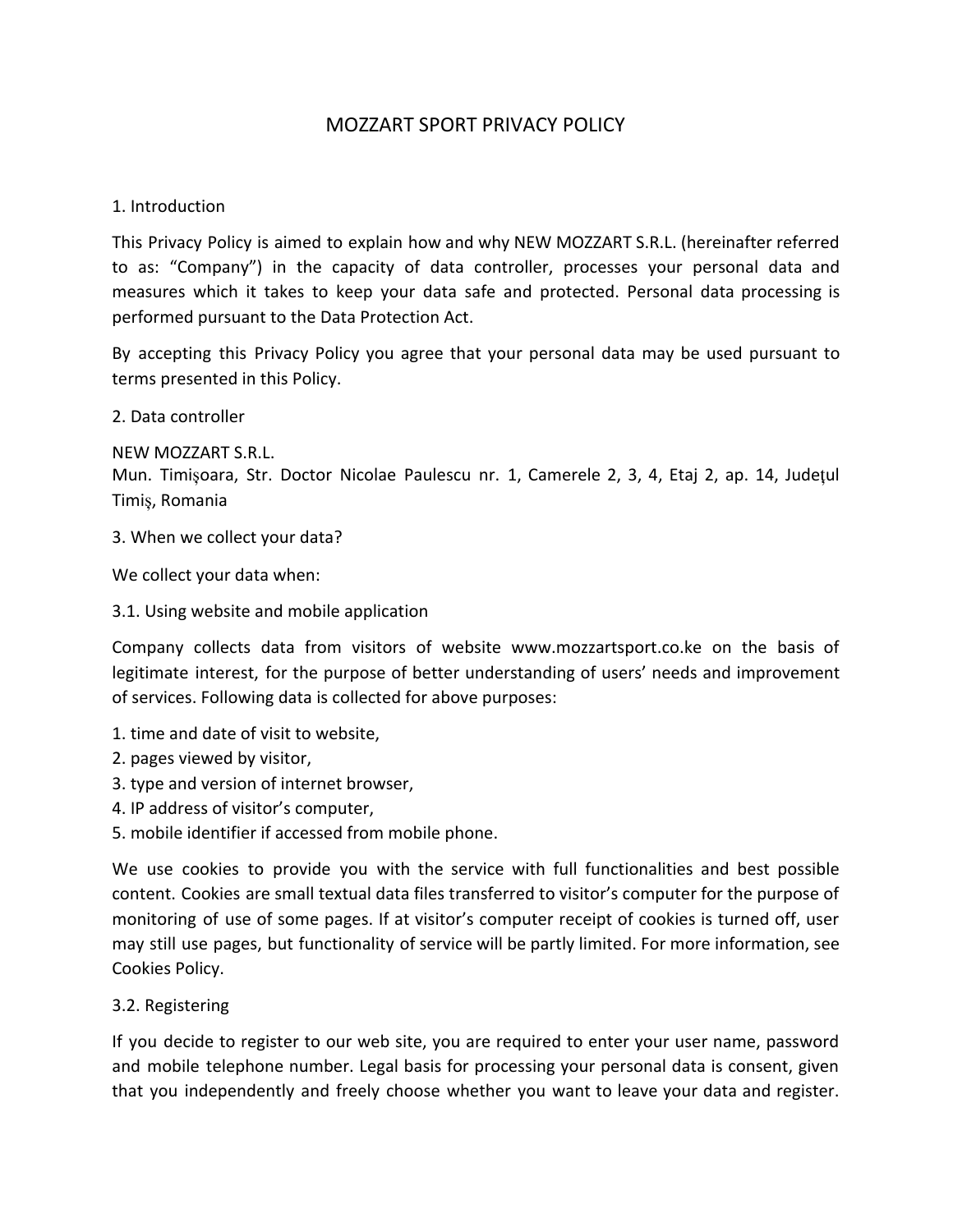# MOZZART SPORT PRIVACY POLICY

## 1. Introduction

This Privacy Policy is aimed to explain how and why NEW MOZZART S.R.L. (hereinafter referred to as: "Company") in the capacity of data controller, processes your personal data and measures which it takes to keep your data safe and protected. Personal data processing is performed pursuant to the Data Protection Act.

By accepting this Privacy Policy you agree that your personal data may be used pursuant to terms presented in this Policy.

## 2. Data controller

NEW MOZZART S.R.L.
Mun. Timişoara, Str. Doctor Nicolae Paulescu nr. 1, Camerele 2, 3, 4, Etaj 2, ap. 14, Judeţul Timiş, Romania

## 3. When we collect your data?

We collect your data when:

### 3.1. Using website and mobile application

Company collects data from visitors of website www.mozzartsport.co.ke on the basis of legitimate interest, for the purpose of better understanding of users' needs and improvement of services. Following data is collected for above purposes:

1. time and date of visit to website,
2. pages viewed by visitor,
3. type and version of internet browser,
4. IP address of visitor's computer,
5. mobile identifier if accessed from mobile phone.

We use cookies to provide you with the service with full functionalities and best possible content. Cookies are small textual data files transferred to visitor's computer for the purpose of monitoring of use of some pages. If at visitor's computer receipt of cookies is turned off, user may still use pages, but functionality of service will be partly limited. For more information, see Cookies Policy.

### 3.2. Registering

If you decide to register to our web site, you are required to enter your user name, password and mobile telephone number. Legal basis for processing your personal data is consent, given that you independently and freely choose whether you want to leave your data and register.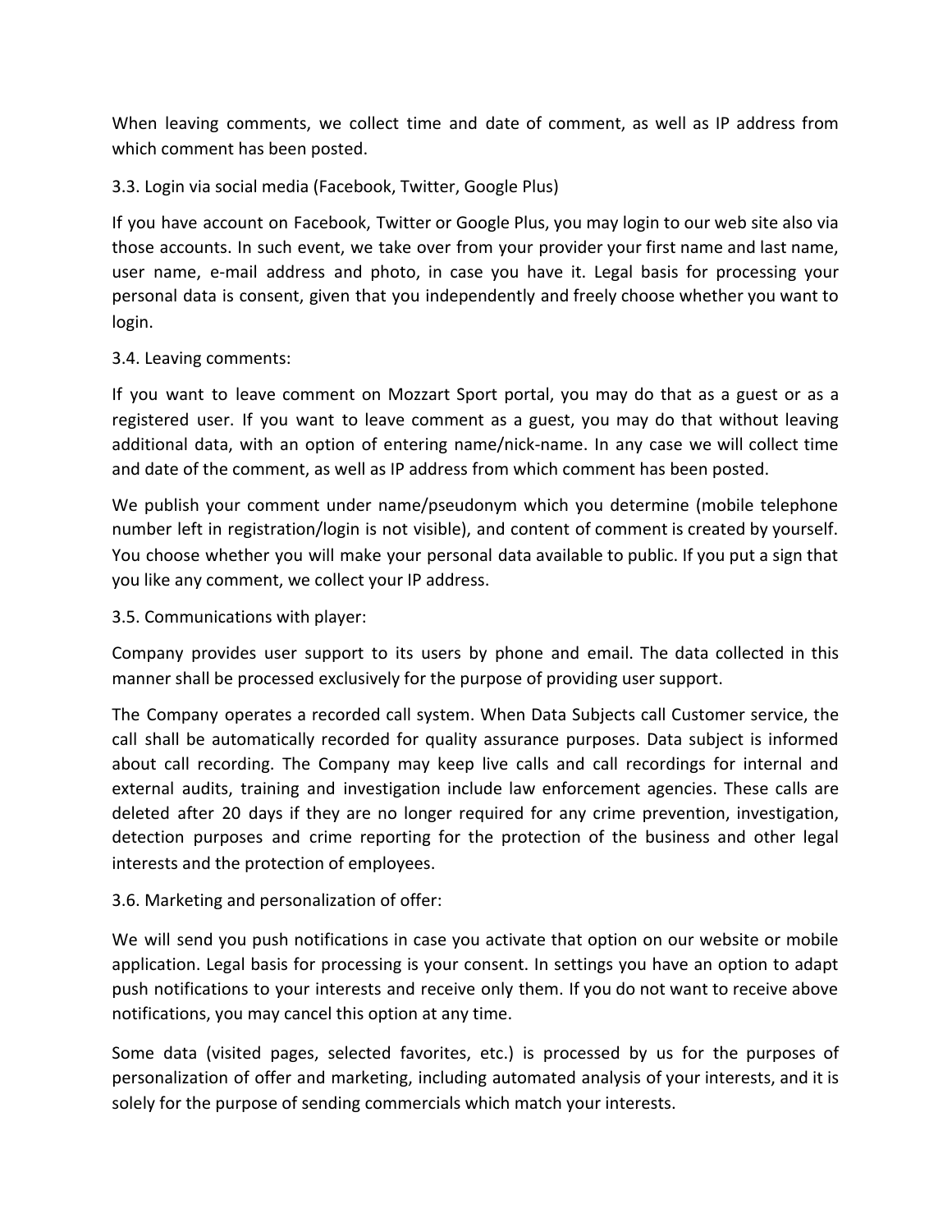When leaving comments, we collect time and date of comment, as well as IP address from which comment has been posted.

3.3. Login via social media (Facebook, Twitter, Google Plus)

If you have account on Facebook, Twitter or Google Plus, you may login to our web site also via those accounts. In such event, we take over from your provider your first name and last name, user name, e-mail address and photo, in case you have it. Legal basis for processing your personal data is consent, given that you independently and freely choose whether you want to login.

3.4. Leaving comments:

If you want to leave comment on Mozzart Sport portal, you may do that as a guest or as a registered user. If you want to leave comment as a guest, you may do that without leaving additional data, with an option of entering name/nick-name. In any case we will collect time and date of the comment, as well as IP address from which comment has been posted.

We publish your comment under name/pseudonym which you determine (mobile telephone number left in registration/login is not visible), and content of comment is created by yourself. You choose whether you will make your personal data available to public. If you put a sign that you like any comment, we collect your IP address.

3.5. Communications with player:

Company provides user support to its users by phone and email. The data collected in this manner shall be processed exclusively for the purpose of providing user support.

The Company operates a recorded call system. When Data Subjects call Customer service, the call shall be automatically recorded for quality assurance purposes. Data subject is informed about call recording. The Company may keep live calls and call recordings for internal and external audits, training and investigation include law enforcement agencies. These calls are deleted after 20 days if they are no longer required for any crime prevention, investigation, detection purposes and crime reporting for the protection of the business and other legal interests and the protection of employees.

3.6. Marketing and personalization of offer:

We will send you push notifications in case you activate that option on our website or mobile application. Legal basis for processing is your consent. In settings you have an option to adapt push notifications to your interests and receive only them. If you do not want to receive above notifications, you may cancel this option at any time.

Some data (visited pages, selected favorites, etc.) is processed by us for the purposes of personalization of offer and marketing, including automated analysis of your interests, and it is solely for the purpose of sending commercials which match your interests.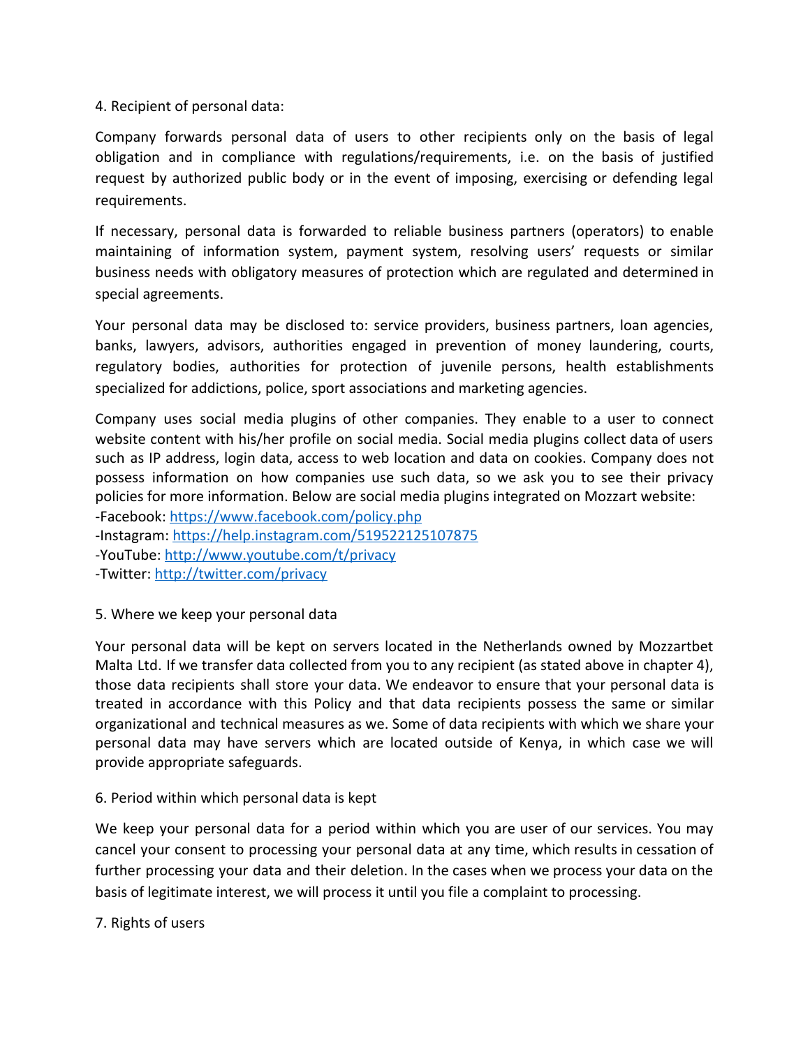4. Recipient of personal data:

Company forwards personal data of users to other recipients only on the basis of legal obligation and in compliance with regulations/requirements, i.e. on the basis of justified request by authorized public body or in the event of imposing, exercising or defending legal requirements.

If necessary, personal data is forwarded to reliable business partners (operators) to enable maintaining of information system, payment system, resolving users' requests or similar business needs with obligatory measures of protection which are regulated and determined in special agreements.

Your personal data may be disclosed to: service providers, business partners, loan agencies, banks, lawyers, advisors, authorities engaged in prevention of money laundering, courts, regulatory bodies, authorities for protection of juvenile persons, health establishments specialized for addictions, police, sport associations and marketing agencies.

Company uses social media plugins of other companies. They enable to a user to connect website content with his/her profile on social media. Social media plugins collect data of users such as IP address, login data, access to web location and data on cookies. Company does not possess information on how companies use such data, so we ask you to see their privacy policies for more information. Below are social media plugins integrated on Mozzart website:
-Facebook: https://www.facebook.com/policy.php
-Instagram: https://help.instagram.com/519522125107875
-YouTube: http://www.youtube.com/t/privacy
-Twitter: http://twitter.com/privacy

5. Where we keep your personal data

Your personal data will be kept on servers located in the Netherlands owned by Mozzartbet Malta Ltd. If we transfer data collected from you to any recipient (as stated above in chapter 4), those data recipients shall store your data. We endeavor to ensure that your personal data is treated in accordance with this Policy and that data recipients possess the same or similar organizational and technical measures as we. Some of data recipients with which we share your personal data may have servers which are located outside of Kenya, in which case we will provide appropriate safeguards.

6. Period within which personal data is kept

We keep your personal data for a period within which you are user of our services. You may cancel your consent to processing your personal data at any time, which results in cessation of further processing your data and their deletion. In the cases when we process your data on the basis of legitimate interest, we will process it until you file a complaint to processing.

7. Rights of users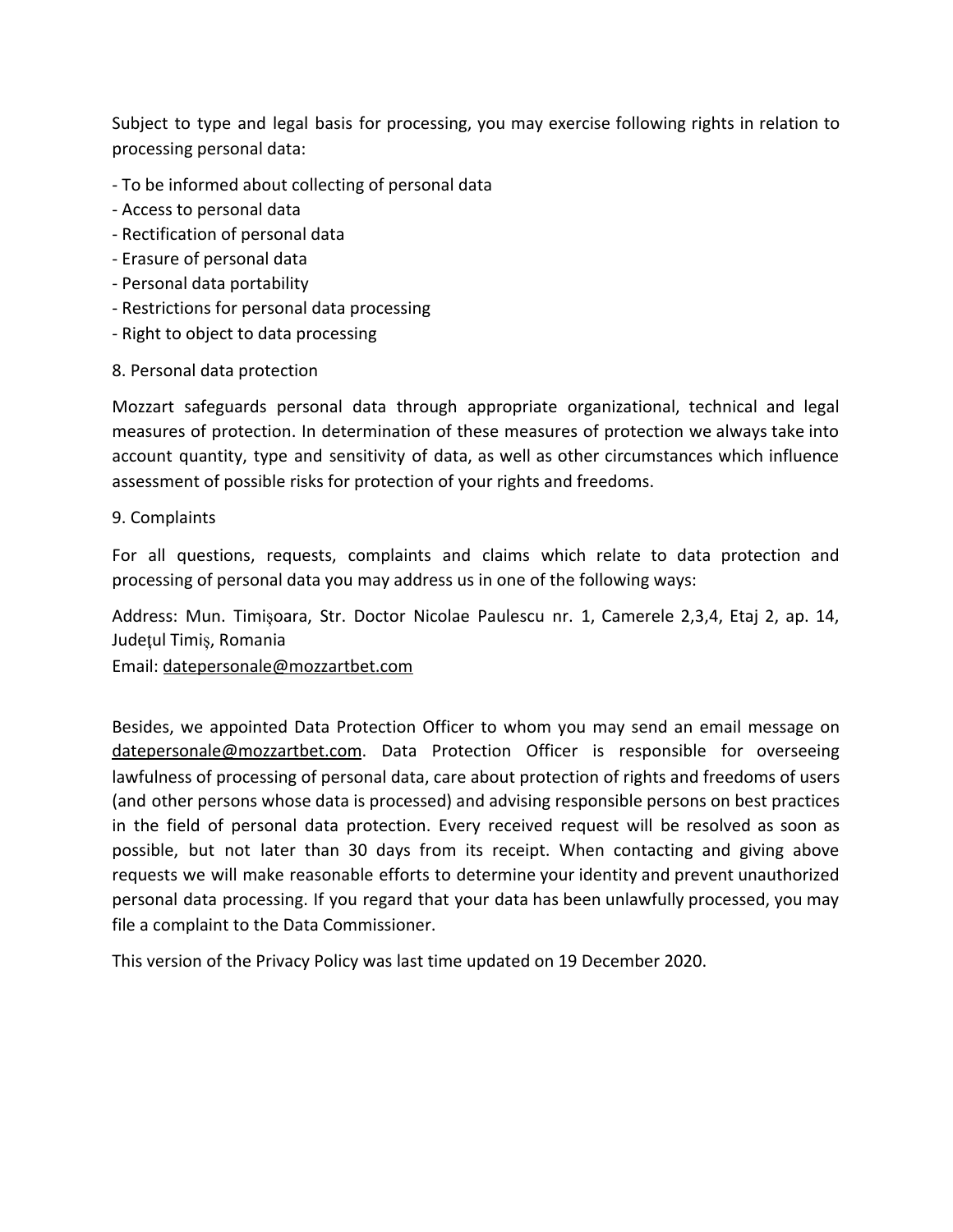Subject to type and legal basis for processing, you may exercise following rights in relation to processing personal data:

- To be informed about collecting of personal data
- Access to personal data
- Rectification of personal data
- Erasure of personal data
- Personal data portability
- Restrictions for personal data processing
- Right to object to data processing

## 8. Personal data protection

Mozzart safeguards personal data through appropriate organizational, technical and legal measures of protection. In determination of these measures of protection we always take into account quantity, type and sensitivity of data, as well as other circumstances which influence assessment of possible risks for protection of your rights and freedoms.

## 9. Complaints

For all questions, requests, complaints and claims which relate to data protection and processing of personal data you may address us in one of the following ways:

Address: Mun. Timişoara, Str. Doctor Nicolae Paulescu nr. 1, Camerele 2,3,4, Etaj 2, ap. 14, Judeţul Timiş, Romania
Email: datepersonale@mozzartbet.com

Besides, we appointed Data Protection Officer to whom you may send an email message on datepersonale@mozzartbet.com. Data Protection Officer is responsible for overseeing lawfulness of processing of personal data, care about protection of rights and freedoms of users (and other persons whose data is processed) and advising responsible persons on best practices in the field of personal data protection. Every received request will be resolved as soon as possible, but not later than 30 days from its receipt. When contacting and giving above requests we will make reasonable efforts to determine your identity and prevent unauthorized personal data processing. If you regard that your data has been unlawfully processed, you may file a complaint to the Data Commissioner.

This version of the Privacy Policy was last time updated on 19 December 2020.